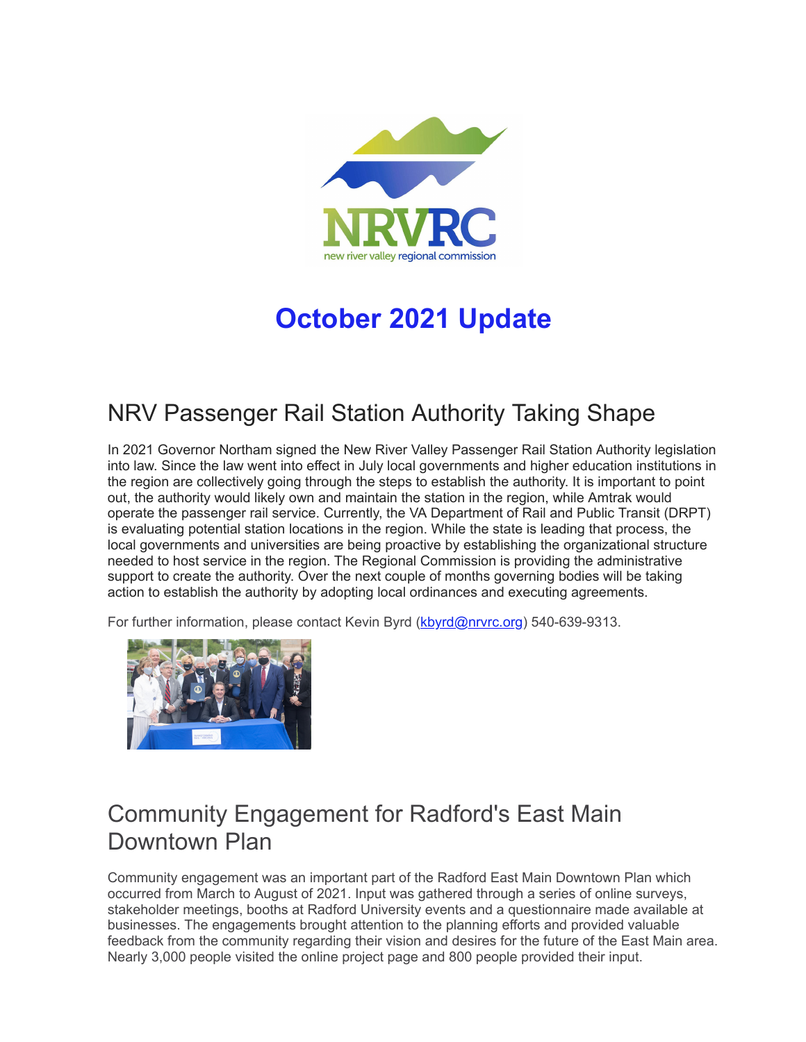NRVRC
new river valley regional commission

# October 2021 Update

## NRV Passenger Rail Station Authority Taking Shape

In 2021 Governor Northam signed the New River Valley Passenger Rail Station Authority legislation into law. Since the law went into effect in July local governments and higher education institutions in the region are collectively going through the steps to establish the authority. It is important to point out, the authority would likely own and maintain the station in the region, while Amtrak would operate the passenger rail service. Currently, the VA Department of Rail and Public Transit (DRPT) is evaluating potential station locations in the region. While the state is leading that process, the local governments and universities are being proactive by establishing the organizational structure needed to host service in the region. The Regional Commission is providing the administrative support to create the authority. Over the next couple of months governing bodies will be taking action to establish the authority by adopting local ordinances and executing agreements.

For further information, please contact Kevin Byrd (kbyrd@nrvrc.org) 540-639-9313.

## Community Engagement for Radford's East Main Downtown Plan

Community engagement was an important part of the Radford East Main Downtown Plan which occurred from March to August of 2021. Input was gathered through a series of online surveys, stakeholder meetings, booths at Radford University events and a questionnaire made available at businesses. The engagements brought attention to the planning efforts and provided valuable feedback from the community regarding their vision and desires for the future of the East Main area. Nearly 3,000 people visited the online project page and 800 people provided their input.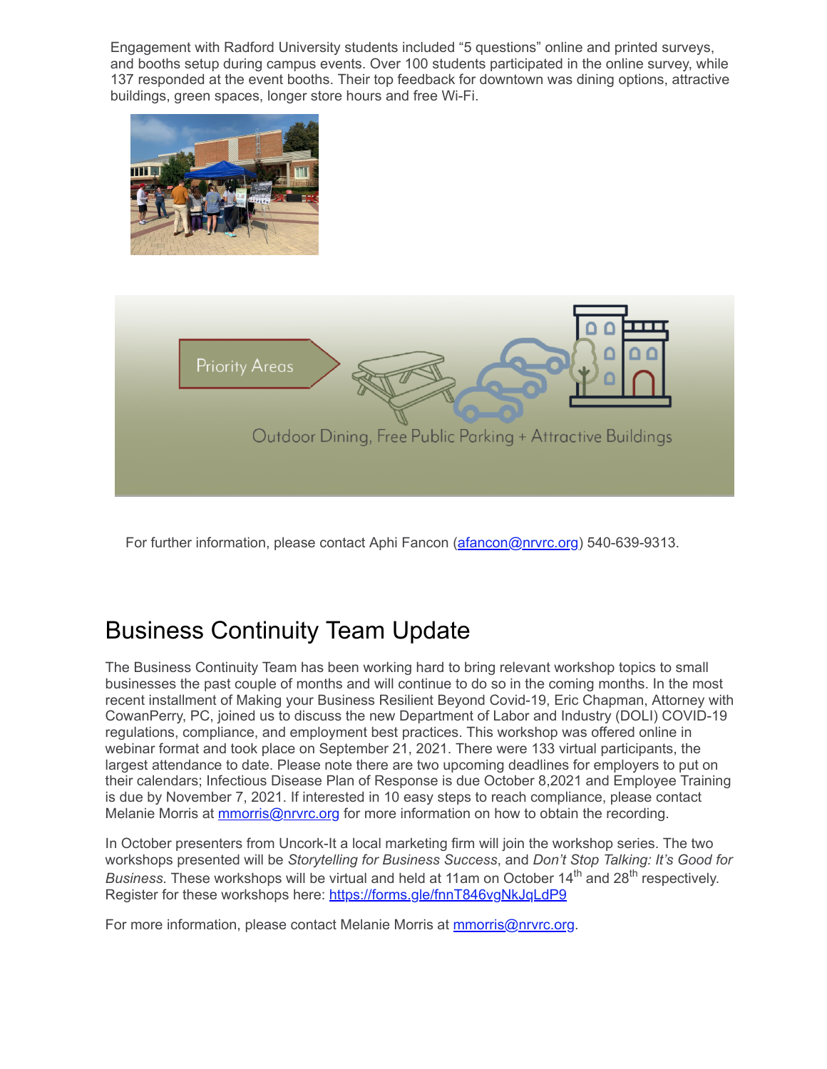Engagement with Radford University students included "5 questions" online and printed surveys, and booths setup during campus events. Over 100 students participated in the online survey, while 137 responded at the event booths. Their top feedback for downtown was dining options, attractive buildings, green spaces, longer store hours and free Wi-Fi.

Priority Areas

Outdoor Dining, Free Public Parking + Attractive Buildings

For further information, please contact Aphi Fancon (afancon@nrvrc.org) 540-639-9313.

## Business Continuity Team Update

The Business Continuity Team has been working hard to bring relevant workshop topics to small businesses the past couple of months and will continue to do so in the coming months. In the most recent installment of Making your Business Resilient Beyond Covid-19, Eric Chapman, Attorney with CowanPerry, PC, joined us to discuss the new Department of Labor and Industry (DOLI) COVID-19 regulations, compliance, and employment best practices. This workshop was offered online in webinar format and took place on September 21, 2021. There were 133 virtual participants, the largest attendance to date. Please note there are two upcoming deadlines for employers to put on their calendars; Infectious Disease Plan of Response is due October 8,2021 and Employee Training is due by November 7, 2021. If interested in 10 easy steps to reach compliance, please contact Melanie Morris at mmorris@nrvrc.org for more information on how to obtain the recording.

In October presenters from Uncork-It a local marketing firm will join the workshop series. The two workshops presented will be *Storytelling for Business Success*, and *Don't Stop Talking: It's Good for Business*. These workshops will be virtual and held at 11am on October 14th and 28th respectively. Register for these workshops here: https://forms.gle/fnnT846vgNkJqLdP9

For more information, please contact Melanie Morris at mmorris@nrvrc.org.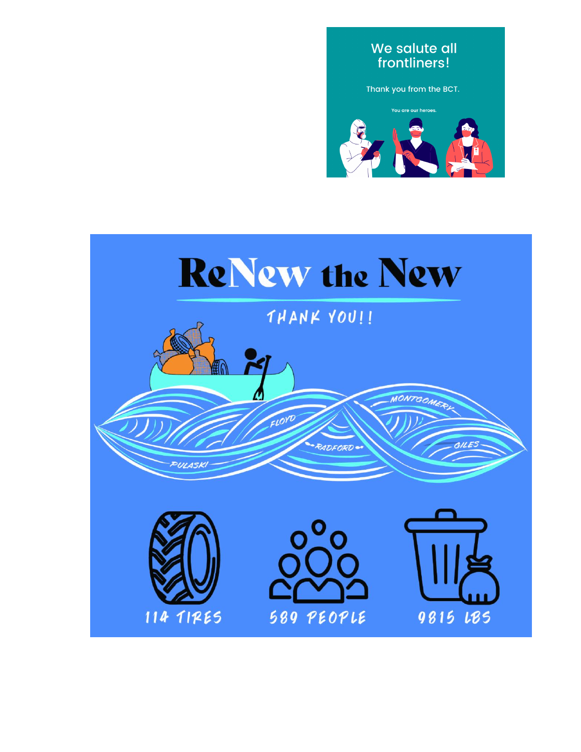We salute all frontliners!

Thank you from the BCT.

You are our heroes.

# ReNew the New

THANK YOU!!

MONTGOMERY

FLOYD

RADFORD

GILES

PULASKI

114 TIRES

589 PEOPLE

9815 LBS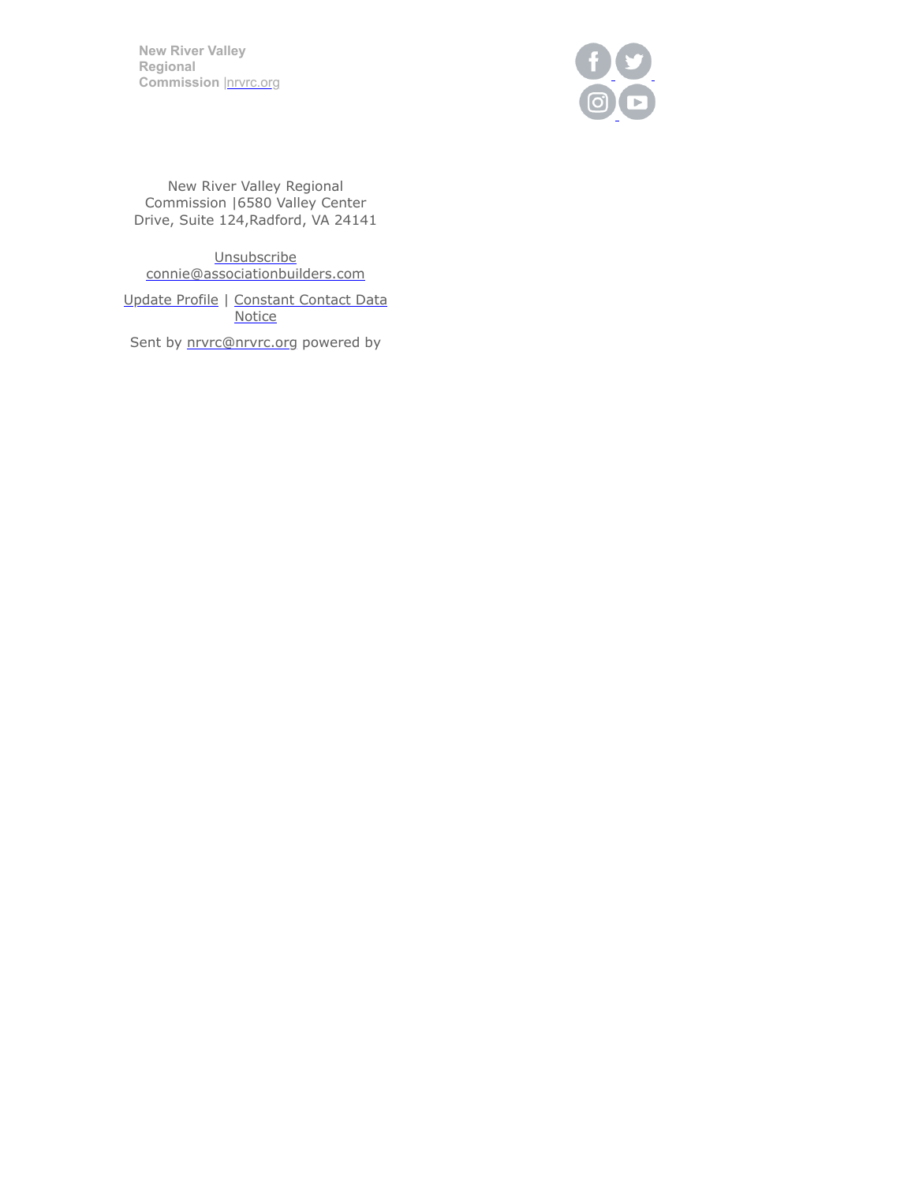**New River Valley Regional Commission** |nrvrc.org

New River Valley Regional Commission |6580 Valley Center Drive, Suite 124,Radford, VA 24141

Unsubscribe connie@associationbuilders.com

Update Profile | Constant Contact Data Notice

Sent by nrvrc@nrvrc.org powered by